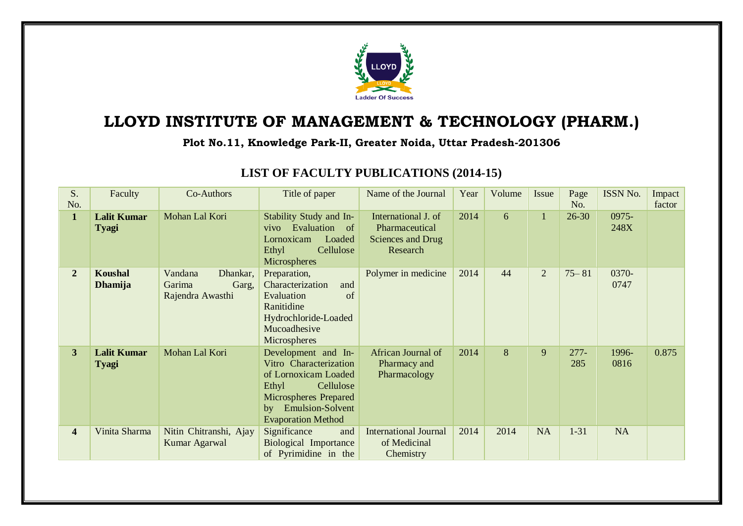# LLOYD INSTITUTE OF MANAGEMENT & TECHNOLOGY (PHARM.)

**Plot No.11, Knowledge Park-II, Greater Noida, Uttar Pradesh-201306**

## LIST OF FACULTY PUBLICATIONS (2014-15)

| S. No. | Faculty | Co-Authors | Title of paper | Name of the Journal | Year | Volume | Issue | Page No. | ISSN No. | Impact factor |
|---|---|---|---|---|---|---|---|---|---|---|
| **1** | **Lalit Kumar Tyagi** | Mohan Lal Kori | Stability Study and In-vivo Evaluation of Lornoxicam Loaded Ethyl Cellulose Microspheres | International J. of Pharmaceutical Sciences and Drug Research | 2014 | 6 | 1 | 26-30 | 0975-248X | |
| **2** | **Koushal Dhamija** | Vandana Dhankar, Garima Garg, Rajendra Awasthi | Preparation, Characterization and Evaluation of Ranitidine Hydrochloride-Loaded Mucoadhesive Microspheres | Polymer in medicine | 2014 | 44 | 2 | 75– 81 | 0370-0747 | |
| **3** | **Lalit Kumar Tyagi** | Mohan Lal Kori | Development and In-Vitro Characterization of Lornoxicam Loaded Ethyl Cellulose Microspheres Prepared by Emulsion-Solvent Evaporation Method | African Journal of Pharmacy and Pharmacology | 2014 | 8 | 9 | 277-285 | 1996-0816 | 0.875 |
| **4** | Vinita Sharma | Nitin Chitranshi, Ajay Kumar Agarwal | Significance and Biological Importance of Pyrimidine in the | International Journal of Medicinal Chemistry | 2014 | 2014 | NA | 1-31 | NA | |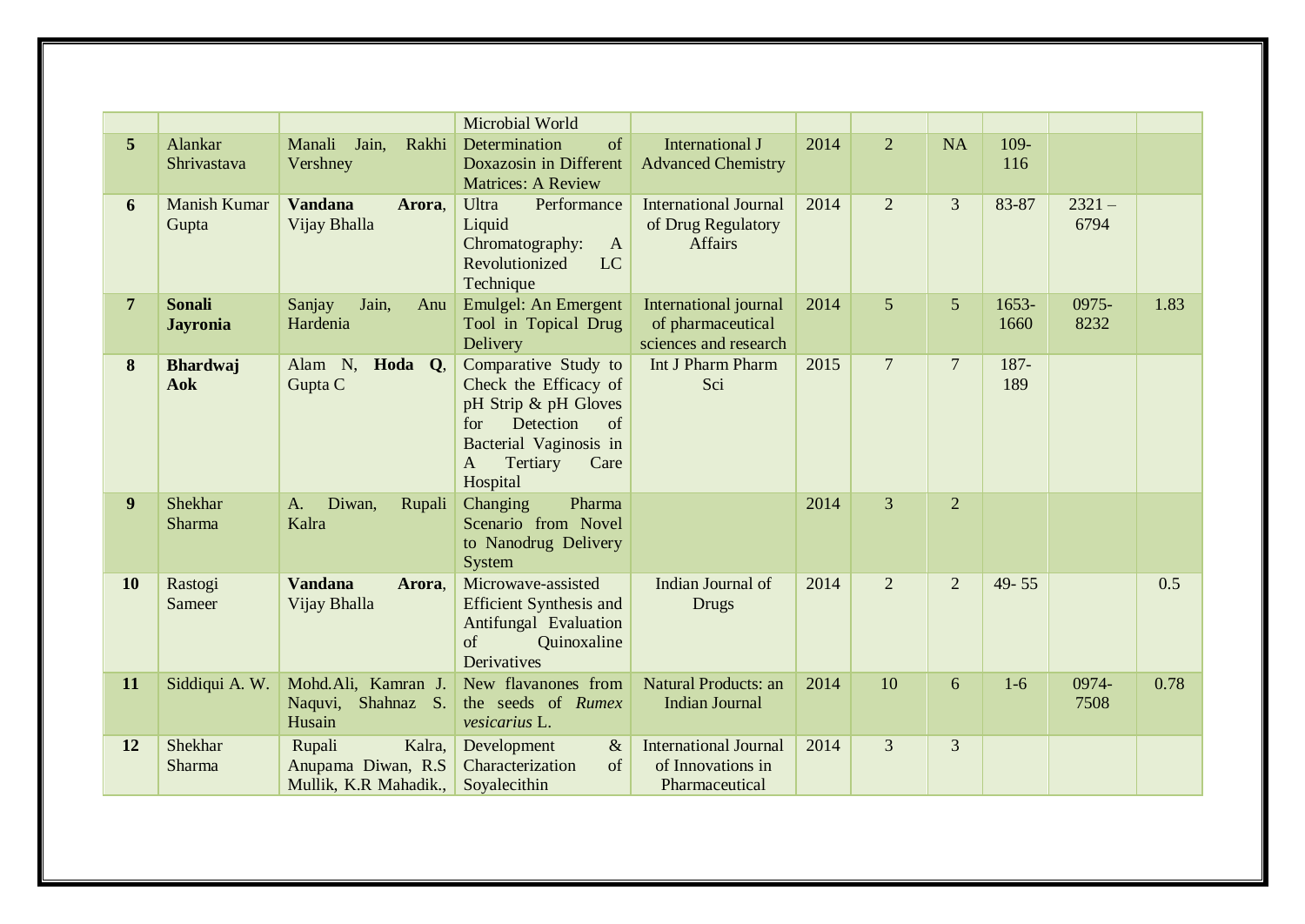| | | | Microbial World | | | | | | | |
|---|---|---|---|---|---|---|---|---|---|---|
| **5** | Alankar Shrivastava | Manali Jain, Rakhi Vershney | Determination of Doxazosin in Different Matrices: A Review | International J Advanced Chemistry | 2014 | 2 | NA | 109-116 | | |
| **6** | Manish Kumar Gupta | **Vandana Arora**, Vijay Bhalla | Ultra Performance Liquid Chromatography: A Revolutionized LC Technique | International Journal of Drug Regulatory Affairs | 2014 | 2 | 3 | 83-87 | 2321 – 6794 | |
| **7** | **Sonali Jayronia** | Sanjay Jain, Anu Hardenia | Emulgel: An Emergent Tool in Topical Drug Delivery | International journal of pharmaceutical sciences and research | 2014 | 5 | 5 | 1653-1660 | 0975-8232 | 1.83 |
| **8** | **Bhardwaj Aok** | Alam N, **Hoda Q**, Gupta C | Comparative Study to Check the Efficacy of pH Strip & pH Gloves for Detection of Bacterial Vaginosis in A Tertiary Care Hospital | Int J Pharm Pharm Sci | 2015 | 7 | 7 | 187-189 | | |
| **9** | Shekhar Sharma | A. Diwan, Rupali Kalra | Changing Pharma Scenario from Novel to Nanodrug Delivery System | | 2014 | 3 | 2 | | | |
| **10** | Rastogi Sameer | **Vandana Arora**, Vijay Bhalla | Microwave-assisted Efficient Synthesis and Antifungal Evaluation of Quinoxaline Derivatives | Indian Journal of Drugs | 2014 | 2 | 2 | 49- 55 | | 0.5 |
| **11** | Siddiqui A. W. | Mohd.Ali, Kamran J. Naqvi, Shahnaz S. Husain | New flavanones from the seeds of *Rumex vesicarius* L. | Natural Products: an Indian Journal | 2014 | 10 | 6 | 1-6 | 0974-7508 | 0.78 |
| **12** | Shekhar Sharma | Rupali Kalra, Anupama Diwan, R.S Mullik, K.R Mahadik., | Development & Characterization of Soyalecithin | International Journal of Innovations in Pharmaceutical | 2014 | 3 | 3 | | | |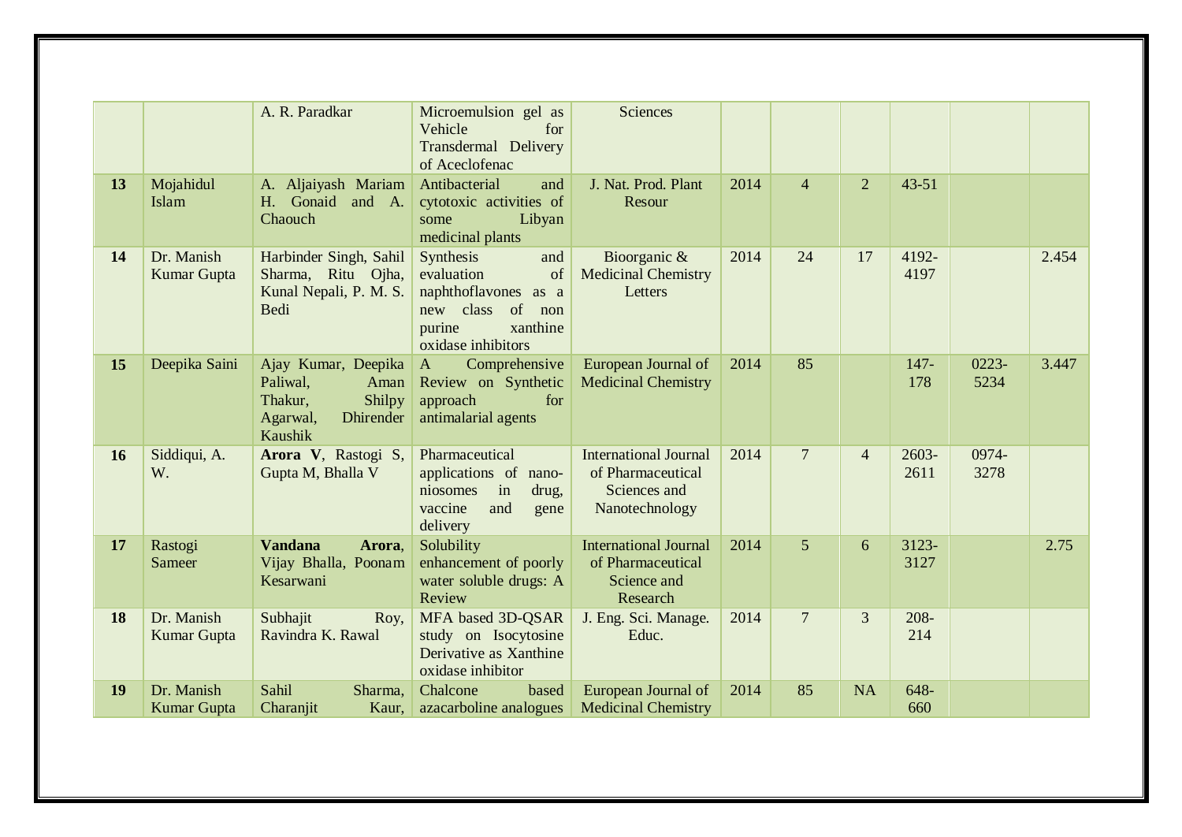| | | | | | | | | | | |
|---|---|---|---|---|---|---|---|---|---|---|
| | | A. R. Paradkar | Microemulsion gel as Vehicle for Transdermal Delivery of Aceclofenac | Sciences | | | | | | |
| **13** | Mojahidul Islam | A. Aljaiyash Mariam H. Gonaid and A. Chaouch | Antibacterial and cytotoxic activities of some Libyan medicinal plants | J. Nat. Prod. Plant Resour | 2014 | 4 | 2 | 43-51 | | |
| **14** | Dr. Manish Kumar Gupta | Harbinder Singh, Sahil Sharma, Ritu Ojha, Kunal Nepali, P. M. S. Bedi | Synthesis and evaluation of naphthoflavones as a new class of non purine xanthine oxidase inhibitors | Bioorganic & Medicinal Chemistry Letters | 2014 | 24 | 17 | 4192-4197 | | 2.454 |
| **15** | Deepika Saini | Ajay Kumar, Deepika Paliwal, Aman Thakur, Shilpy Agarwal, Dhirender Kaushik | A Comprehensive Review on Synthetic approach for antimalarial agents | European Journal of Medicinal Chemistry | 2014 | 85 | | 147-178 | 0223-5234 | 3.447 |
| **16** | Siddiqui, A. W. | **Arora V**, Rastogi S, Gupta M, Bhalla V | Pharmaceutical applications of nano-niosomes in drug, vaccine and gene delivery | International Journal of Pharmaceutical Sciences and Nanotechnology | 2014 | 7 | 4 | 2603-2611 | 0974-3278 | |
| **17** | Rastogi Sameer | **Vandana Arora**, Vijay Bhalla, Poonam Kesarwani | Solubility enhancement of poorly water soluble drugs: A Review | International Journal of Pharmaceutical Science and Research | 2014 | 5 | 6 | 3123-3127 | | 2.75 |
| **18** | Dr. Manish Kumar Gupta | Subhajit Roy, Ravindra K. Rawal | MFA based 3D-QSAR study on Isocytosine Derivative as Xanthine oxidase inhibitor | J. Eng. Sci. Manage. Educ. | 2014 | 7 | 3 | 208-214 | | |
| **19** | Dr. Manish Kumar Gupta | Sahil Sharma, Charanjit Kaur, | Chalcone based azacarboline analogues | European Journal of Medicinal Chemistry | 2014 | 85 | NA | 648-660 | | |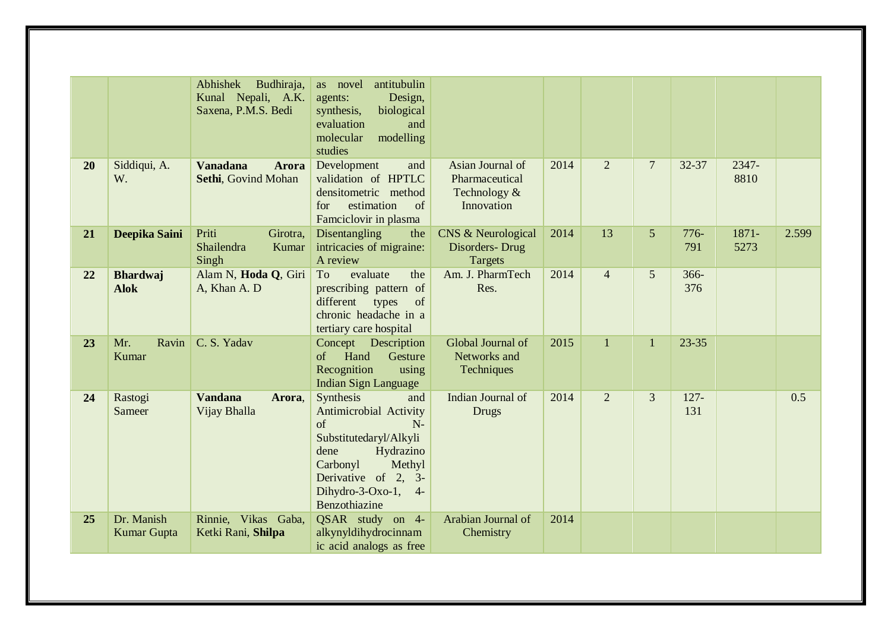| | | | | | | | | | | |
|---|---|---|---|---|---|---|---|---|---|---|
| | | Abhishek Budhiraja, Kunal Nepali, A.K. Saxena, P.M.S. Bedi | as novel antitubulin agents: Design, synthesis, biological evaluation and molecular modelling studies | | | | | | | |
| **20** | Siddiqui, A. W. | **Vanadana Arora Sethi**, Govind Mohan | Development and validation of HPTLC densitometric method for estimation of Famciclovir in plasma | Asian Journal of Pharmaceutical Technology & Innovation | 2014 | 2 | 7 | 32-37 | 2347-8810 | |
| **21** | **Deepika Saini** | Priti Girotra, Shailendra Kumar Singh | Disentangling the intricacies of migraine: A review | CNS & Neurological Disorders- Drug Targets | 2014 | 13 | 5 | 776-791 | 1871-5273 | 2.599 |
| **22** | **Bhardwaj Alok** | Alam N, **Hoda Q**, Giri A, Khan A. D | To evaluate the prescribing pattern of different types of chronic headache in a tertiary care hospital | Am. J. PharmTech Res. | 2014 | 4 | 5 | 366-376 | | |
| **23** | Mr. Ravin Kumar | C. S. Yadav | Concept Description of Hand Gesture Recognition using Indian Sign Language | Global Journal of Networks and Techniques | 2015 | 1 | 1 | 23-35 | | |
| **24** | Rastogi Sameer | **Vandana Arora**, Vijay Bhalla | Synthesis and Antimicrobial Activity of N-Substitutedaryl/Alkylidene Hydrazino Carbonyl Methyl Derivative of 2, 3-Dihydro-3-Oxo-1, 4-Benzothiazine | Indian Journal of Drugs | 2014 | 2 | 3 | 127-131 | | 0.5 |
| **25** | Dr. Manish Kumar Gupta | Rinnie, Vikas Gaba, Ketki Rani, **Shilpa** | QSAR study on 4-alkynyldihydrocinnamic acid analogs as free | Arabian Journal of Chemistry | 2014 | | | | | |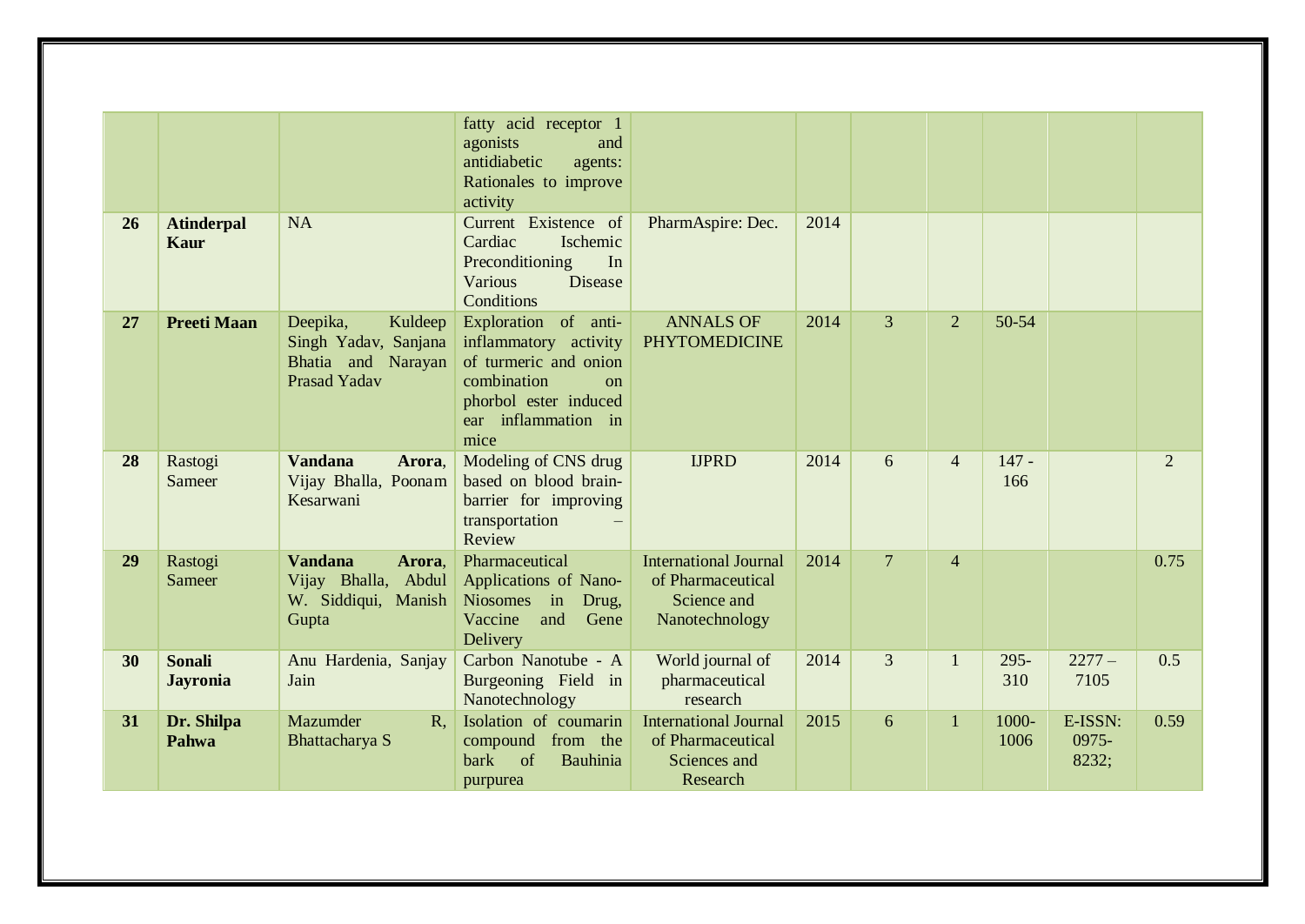|  |  |  | fatty acid receptor 1 agonists and antidiabetic agents: Rationales to improve activity |  |  |  |  |  |  |  |
|---|---|---|---|---|---|---|---|---|---|---|
| **26** | **Atinderpal Kaur** | NA | Current Existence of Cardiac Ischemic Preconditioning In Various Disease Conditions | PharmAspire: Dec. | 2014 |  |  |  |  |  |
| **27** | **Preeti Maan** | Deepika, Kuldeep Singh Yadav, Sanjana Bhatia and Narayan Prasad Yadav | Exploration of anti-inflammatory activity of turmeric and onion combination on phorbol ester induced ear inflammation in mice | ANNALS OF PHYTOMEDICINE | 2014 | 3 | 2 | 50-54 |  |  |
| **28** | Rastogi Sameer | **Vandana Arora**, Vijay Bhalla, Poonam Kesarwani | Modeling of CNS drug based on blood brain-barrier for improving transportation – Review | IJPRD | 2014 | 6 | 4 | 147 - 166 |  | 2 |
| **29** | Rastogi Sameer | **Vandana Arora**, Vijay Bhalla, Abdul W. Siddiqui, Manish Gupta | Pharmaceutical Applications of Nano-Niosomes in Drug, Vaccine and Gene Delivery | International Journal of Pharmaceutical Science and Nanotechnology | 2014 | 7 | 4 |  |  | 0.75 |
| **30** | **Sonali Jayronia** | Anu Hardenia, Sanjay Jain | Carbon Nanotube - A Burgeoning Field in Nanotechnology | World journal of pharmaceutical research | 2014 | 3 | 1 | 295-310 | 2277 – 7105 | 0.5 |
| **31** | **Dr. Shilpa Pahwa** | Mazumder R, Bhattacharya S | Isolation of coumarin compound from the bark of Bauhinia purpurea | International Journal of Pharmaceutical Sciences and Research | 2015 | 6 | 1 | 1000-1006 | E-ISSN: 0975-8232; | 0.59 |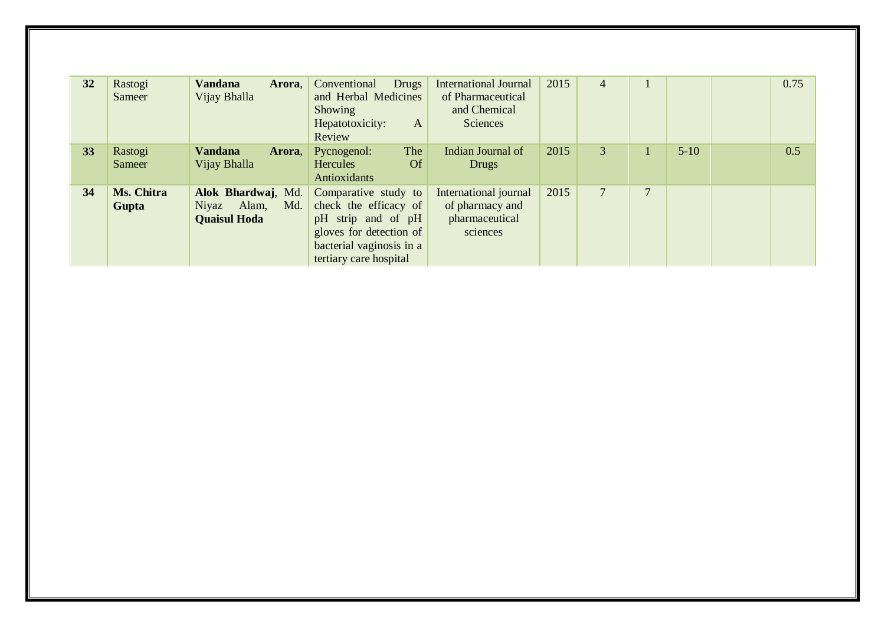| | | | | | | | | | | |
|---|---|---|---|---|---|---|---|---|---|---|
| **32** | Rastogi Sameer | **Vandana Arora**, Vijay Bhalla | Conventional Drugs and Herbal Medicines Showing Hepatotoxicity: A Review | International Journal of Pharmaceutical and Chemical Sciences | 2015 | 4 | 1 | | | 0.75 |
| **33** | Rastogi Sameer | **Vandana Arora**, Vijay Bhalla | Pycnogenol: The Hercules Of Antioxidants | Indian Journal of Drugs | 2015 | 3 | 1 | 5-10 | | 0.5 |
| **34** | **Ms. Chitra Gupta** | **Alok Bhardwaj**, Md. Niyaz Alam, Md. **Quaisul Hoda** | Comparative study to check the efficacy of pH strip and of pH gloves for detection of bacterial vaginosis in a tertiary care hospital | International journal of pharmacy and pharmaceutical sciences | 2015 | 7 | 7 | | | |